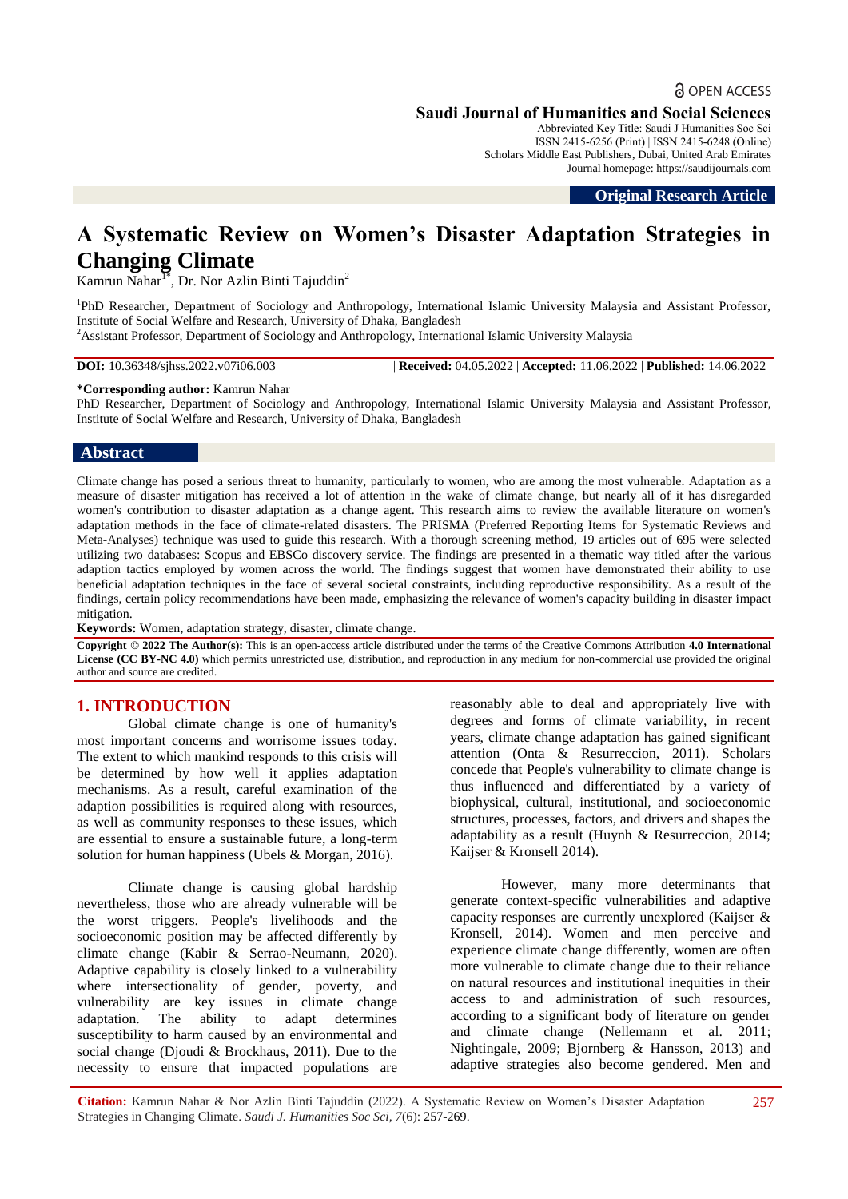# A Systematic Review on Women's Disaster Adaptation Strategies in Changing Climate

Kamrun Nahar[1*], Dr. Nor Azlin Binti Tajuddin[2]

[1]PhD Researcher, Department of Sociology and Anthropology, International Islamic University Malaysia and Assistant Professor, Institute of Social Welfare and Research, University of Dhaka, Bangladesh

[2]Assistant Professor, Department of Sociology and Anthropology, International Islamic University Malaysia

**DOI:** 10.36348/sjhss.2022.v07i06.003 | **Received:** 04.05.2022 | **Accepted:** 11.06.2022 | **Published:** 14.06.2022

**\*Corresponding author:** Kamrun Nahar
PhD Researcher, Department of Sociology and Anthropology, International Islamic University Malaysia and Assistant Professor, Institute of Social Welfare and Research, University of Dhaka, Bangladesh

## Abstract

Climate change has posed a serious threat to humanity, particularly to women, who are among the most vulnerable. Adaptation as a measure of disaster mitigation has received a lot of attention in the wake of climate change, but nearly all of it has disregarded women's contribution to disaster adaptation as a change agent. This research aims to review the available literature on women's adaptation methods in the face of climate-related disasters. The PRISMA (Preferred Reporting Items for Systematic Reviews and Meta-Analyses) technique was used to guide this research. With a thorough screening method, 19 articles out of 695 were selected utilizing two databases: Scopus and EBSCo discovery service. The findings are presented in a thematic way titled after the various adaption tactics employed by women across the world. The findings suggest that women have demonstrated their ability to use beneficial adaptation techniques in the face of several societal constraints, including reproductive responsibility. As a result of the findings, certain policy recommendations have been made, emphasizing the relevance of women's capacity building in disaster impact mitigation.

**Keywords:** Women, adaptation strategy, disaster, climate change.

**Copyright © 2022 The Author(s):** This is an open-access article distributed under the terms of the Creative Commons Attribution **4.0 International License (CC BY-NC 4.0)** which permits unrestricted use, distribution, and reproduction in any medium for non-commercial use provided the original author and source are credited.

## 1. INTRODUCTION

Global climate change is one of humanity's most important concerns and worrisome issues today. The extent to which mankind responds to this crisis will be determined by how well it applies adaptation mechanisms. As a result, careful examination of the adaption possibilities is required along with resources, as well as community responses to these issues, which are essential to ensure a sustainable future, a long-term solution for human happiness (Ubels & Morgan, 2016).

Climate change is causing global hardship nevertheless, those who are already vulnerable will be the worst triggers. People's livelihoods and the socioeconomic position may be affected differently by climate change (Kabir & Serrao-Neumann, 2020). Adaptive capability is closely linked to a vulnerability where intersectionality of gender, poverty, and vulnerability are key issues in climate change adaptation. The ability to adapt determines susceptibility to harm caused by an environmental and social change (Djoudi & Brockhaus, 2011). Due to the necessity to ensure that impacted populations are reasonably able to deal and appropriately live with degrees and forms of climate variability, in recent years, climate change adaptation has gained significant attention (Onta & Resurreccion, 2011). Scholars concede that People's vulnerability to climate change is thus influenced and differentiated by a variety of biophysical, cultural, institutional, and socioeconomic structures, processes, factors, and drivers and shapes the adaptability as a result (Huynh & Resurreccion, 2014; Kaijser & Kronsell 2014).

However, many more determinants that generate context-specific vulnerabilities and adaptive capacity responses are currently unexplored (Kaijser & Kronsell, 2014). Women and men perceive and experience climate change differently, women are often more vulnerable to climate change due to their reliance on natural resources and institutional inequities in their access to and administration of such resources, according to a significant body of literature on gender and climate change (Nellemann et al. 2011; Nightingale, 2009; Bjornberg & Hansson, 2013) and adaptive strategies also become gendered. Men and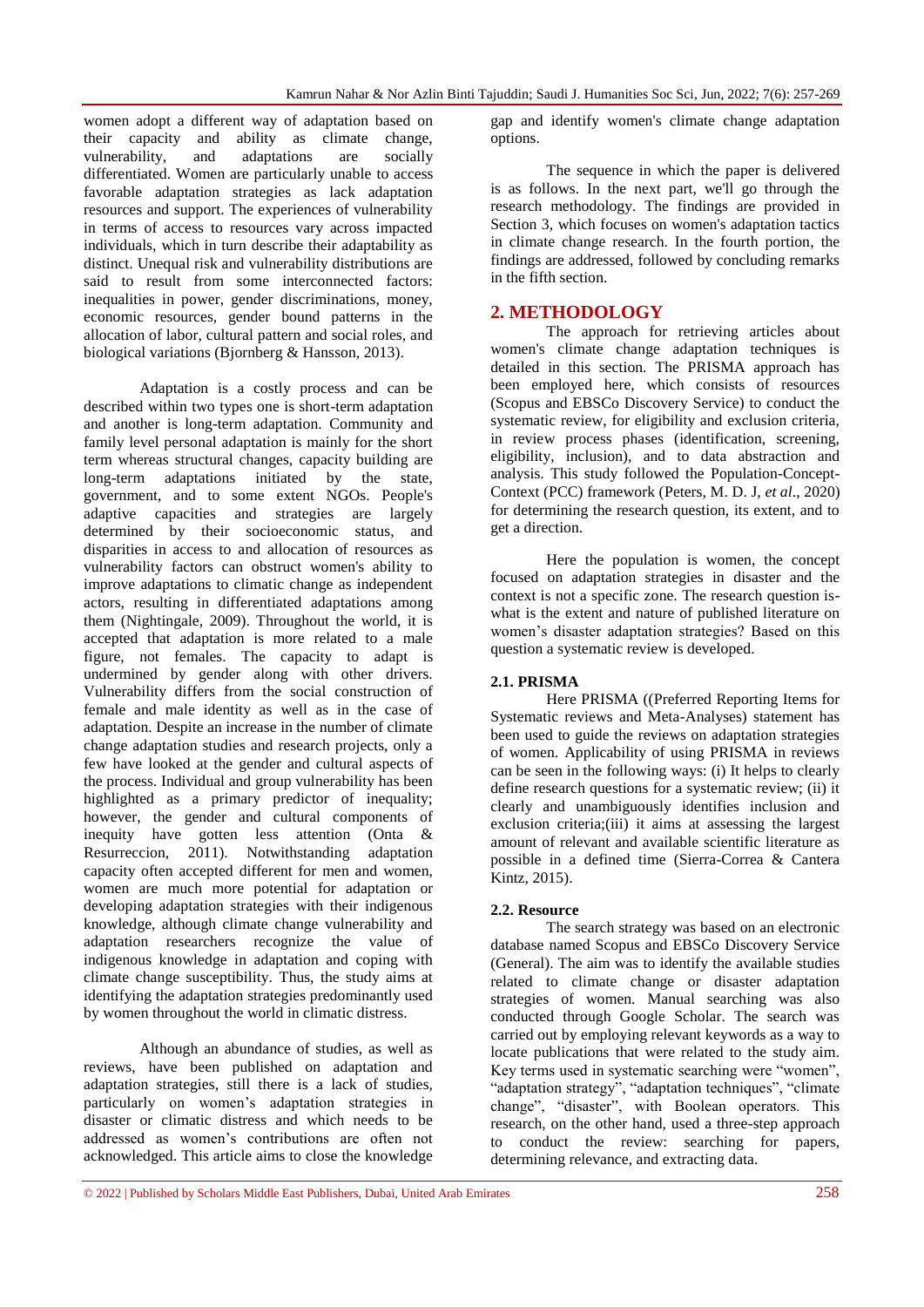women adopt a different way of adaptation based on their capacity and ability as climate change, vulnerability, and adaptations are socially differentiated. Women are particularly unable to access favorable adaptation strategies as lack adaptation resources and support. The experiences of vulnerability in terms of access to resources vary across impacted individuals, which in turn describe their adaptability as distinct. Unequal risk and vulnerability distributions are said to result from some interconnected factors: inequalities in power, gender discriminations, money, economic resources, gender bound patterns in the allocation of labor, cultural pattern and social roles, and biological variations (Bjornberg & Hansson, 2013).

Adaptation is a costly process and can be described within two types one is short-term adaptation and another is long-term adaptation. Community and family level personal adaptation is mainly for the short term whereas structural changes, capacity building are long-term adaptations initiated by the state, government, and to some extent NGOs. People's adaptive capacities and strategies are largely determined by their socioeconomic status, and disparities in access to and allocation of resources as vulnerability factors can obstruct women's ability to improve adaptations to climatic change as independent actors, resulting in differentiated adaptations among them (Nightingale, 2009). Throughout the world, it is accepted that adaptation is more related to a male figure, not females. The capacity to adapt is undermined by gender along with other drivers. Vulnerability differs from the social construction of female and male identity as well as in the case of adaptation. Despite an increase in the number of climate change adaptation studies and research projects, only a few have looked at the gender and cultural aspects of the process. Individual and group vulnerability has been highlighted as a primary predictor of inequality; however, the gender and cultural components of inequity have gotten less attention (Onta & Resurreccion, 2011). Notwithstanding adaptation capacity often accepted different for men and women, women are much more potential for adaptation or developing adaptation strategies with their indigenous knowledge, although climate change vulnerability and adaptation researchers recognize the value of indigenous knowledge in adaptation and coping with climate change susceptibility. Thus, the study aims at identifying the adaptation strategies predominantly used by women throughout the world in climatic distress.

Although an abundance of studies, as well as reviews, have been published on adaptation and adaptation strategies, still there is a lack of studies, particularly on women's adaptation strategies in disaster or climatic distress and which needs to be addressed as women's contributions are often not acknowledged. This article aims to close the knowledge gap and identify women's climate change adaptation options.

The sequence in which the paper is delivered is as follows. In the next part, we'll go through the research methodology. The findings are provided in Section 3, which focuses on women's adaptation tactics in climate change research. In the fourth portion, the findings are addressed, followed by concluding remarks in the fifth section.

## 2. METHODOLOGY

The approach for retrieving articles about women's climate change adaptation techniques is detailed in this section. The PRISMA approach has been employed here, which consists of resources (Scopus and EBSCo Discovery Service) to conduct the systematic review, for eligibility and exclusion criteria, in review process phases (identification, screening, eligibility, inclusion), and to data abstraction and analysis. This study followed the Population-Concept-Context (PCC) framework (Peters, M. D. J, *et al*., 2020) for determining the research question, its extent, and to get a direction.

Here the population is women, the concept focused on adaptation strategies in disaster and the context is not a specific zone. The research question is-what is the extent and nature of published literature on women's disaster adaptation strategies? Based on this question a systematic review is developed.

### 2.1. PRISMA

Here PRISMA ((Preferred Reporting Items for Systematic reviews and Meta-Analyses) statement has been used to guide the reviews on adaptation strategies of women. Applicability of using PRISMA in reviews can be seen in the following ways: (i) It helps to clearly define research questions for a systematic review; (ii) it clearly and unambiguously identifies inclusion and exclusion criteria;(iii) it aims at assessing the largest amount of relevant and available scientific literature as possible in a defined time (Sierra-Correa & Cantera Kintz, 2015).

### 2.2. Resource

The search strategy was based on an electronic database named Scopus and EBSCo Discovery Service (General). The aim was to identify the available studies related to climate change or disaster adaptation strategies of women. Manual searching was also conducted through Google Scholar. The search was carried out by employing relevant keywords as a way to locate publications that were related to the study aim. Key terms used in systematic searching were "women", "adaptation strategy", "adaptation techniques", "climate change", "disaster", with Boolean operators. This research, on the other hand, used a three-step approach to conduct the review: searching for papers, determining relevance, and extracting data.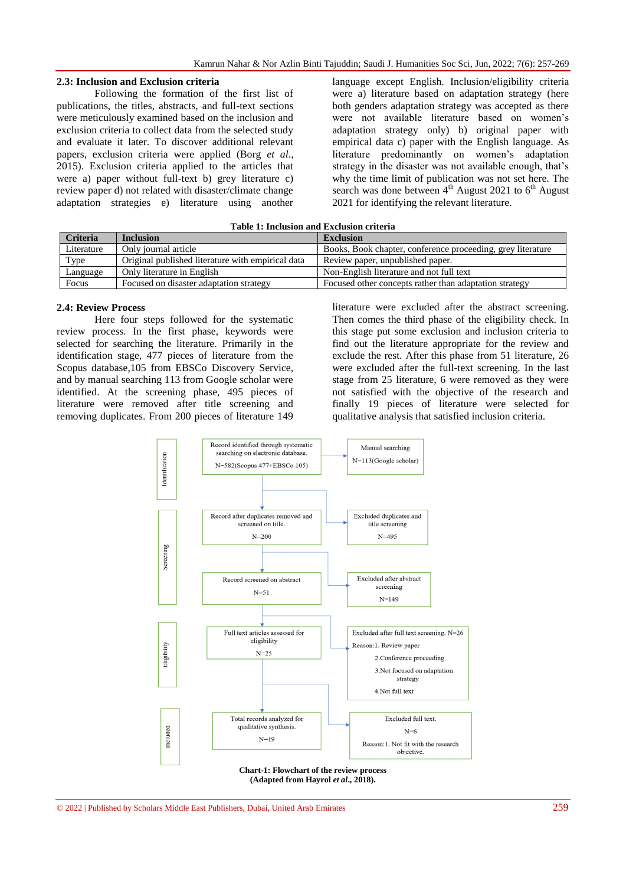### 2.3: Inclusion and Exclusion criteria

Following the formation of the first list of publications, the titles, abstracts, and full-text sections were meticulously examined based on the inclusion and exclusion criteria to collect data from the selected study and evaluate it later. To discover additional relevant papers, exclusion criteria were applied (Borg *et al*., 2015). Exclusion criteria applied to the articles that were a) paper without full-text b) grey literature c) review paper d) not related with disaster/climate change adaptation strategies e) literature using another language except English. Inclusion/eligibility criteria were a) literature based on adaptation strategy (here both genders adaptation strategy was accepted as there were not available literature based on women's adaptation strategy only) b) original paper with empirical data c) paper with the English language. As literature predominantly on women's adaptation strategy in the disaster was not available enough, that's why the time limit of publication was not set here. The search was done between 4th August 2021 to 6th August 2021 for identifying the relevant literature.

**Table 1: Inclusion and Exclusion criteria**

| Criteria | Inclusion | Exclusion |
|---|---|---|
| Literature | Only journal article | Books, Book chapter, conference proceeding, grey literature |
| Type | Original published literature with empirical data | Review paper, unpublished paper. |
| Language | Only literature in English | Non-English literature and not full text |
| Focus | Focused on disaster adaptation strategy | Focused other concepts rather than adaptation strategy |

### 2.4: Review Process

Here four steps followed for the systematic review process. In the first phase, keywords were selected for searching the literature. Primarily in the identification stage, 477 pieces of literature from the Scopus database,105 from EBSCo Discovery Service, and by manual searching 113 from Google scholar were identified. At the screening phase, 495 pieces of literature were removed after title screening and removing duplicates. From 200 pieces of literature 149 literature were excluded after the abstract screening. Then comes the third phase of the eligibility check. In this stage put some exclusion and inclusion criteria to find out the literature appropriate for the review and exclude the rest. After this phase from 51 literature, 26 were excluded after the full-text screening. In the last stage from 25 literature, 6 were removed as they were not satisfied with the objective of the research and finally 19 pieces of literature were selected for qualitative analysis that satisfied inclusion criteria.

**Identification**
- Record identified through systematic searching on electronic database. N=582(Scopus 477+EBSCo 105) → Manual searching N=113(Google scholar)

**Screening**
- Record after duplicates removed and screened on title. N=200 → Excluded duplicates and title screening N=495
- Record screened on abstract N=51 → Excluded after abstract screening N=149

**Eligibility**
- Full text articles assessed for eligibility N=25 → Excluded after full text screening. N=26 Reason: 1. Review paper 2. Conference proceeding 3. Not focused on adaptation strategy 4. Not full text

**Included**
- Total records analyzed for qualitative synthesis. N=19 → Excluded full text. N=6 Reason: 1. Not fit with the research objective.

**Chart-1: Flowchart of the review process**
**(Adapted from Hayrol *et al*., 2018).**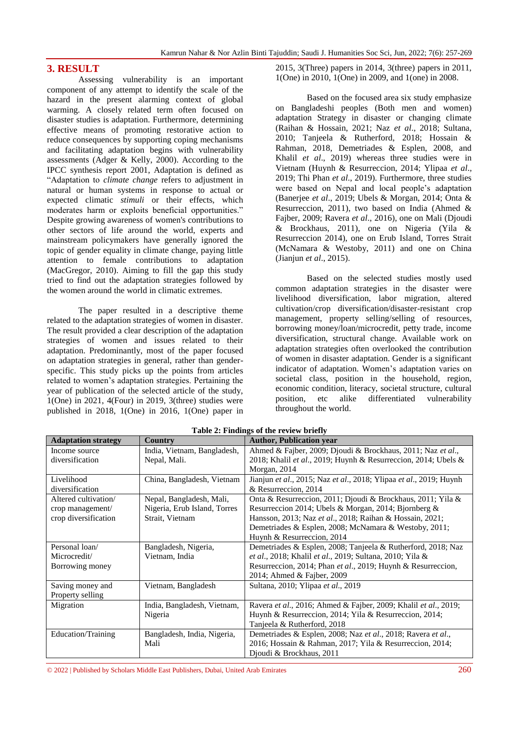## 3. RESULT

Assessing vulnerability is an important component of any attempt to identify the scale of the hazard in the present alarming context of global warming. A closely related term often focused on disaster studies is adaptation. Furthermore, determining effective means of promoting restorative action to reduce consequences by supporting coping mechanisms and facilitating adaptation begins with vulnerability assessments (Adger & Kelly, 2000). According to the IPCC synthesis report 2001, Adaptation is defined as "Adaptation to *climate change* refers to adjustment in natural or human systems in response to actual or expected climatic *stimuli* or their effects, which moderates harm or exploits beneficial opportunities." Despite growing awareness of women's contributions to other sectors of life around the world, experts and mainstream policymakers have generally ignored the topic of gender equality in climate change, paying little attention to female contributions to adaptation (MacGregor, 2010). Aiming to fill the gap this study tried to find out the adaptation strategies followed by the women around the world in climatic extremes.

The paper resulted in a descriptive theme related to the adaptation strategies of women in disaster. The result provided a clear description of the adaptation strategies of women and issues related to their adaptation. Predominantly, most of the paper focused on adaptation strategies in general, rather than gender-specific. This study picks up the points from articles related to women's adaptation strategies. Pertaining the year of publication of the selected article of the study, 1(One) in 2021, 4(Four) in 2019, 3(three) studies were published in 2018, 1(One) in 2016, 1(One) paper in 2015, 3(Three) papers in 2014, 3(three) papers in 2011, 1(One) in 2010, 1(One) in 2009, and 1(one) in 2008.

Based on the focused area six study emphasize on Bangladeshi peoples (Both men and women) adaptation Strategy in disaster or changing climate (Raihan & Hossain, 2021; Naz *et al.*, 2018; Sultana, 2010; Tanjeela & Rutherford, 2018; Hossain & Rahman, 2018, Demetriades & Esplen, 2008, and Khalil *et al.*, 2019) whereas three studies were in Vietnam (Huynh & Resurreccion, 2014; Ylipaa *et al.*, 2019; Thi Phan *et al.*, 2019). Furthermore, three studies were based on Nepal and local people's adaptation (Banerjee *et al.*, 2019; Ubels & Morgan, 2014; Onta & Resurreccion, 2011), two based on India (Ahmed & Fajber, 2009; Ravera *et al.*, 2016), one on Mali (Djoudi & Brockhaus, 2011), one on Nigeria (Yila & Resurreccion 2014), one on Erub Island, Torres Strait (McNamara & Westoby, 2011) and one on China (Jianjun *et al.*, 2015).

Based on the selected studies mostly used common adaptation strategies in the disaster were livelihood diversification, labor migration, altered cultivation/crop diversification/disaster-resistant crop management, property selling/selling of resources, borrowing money/loan/microcredit, petty trade, income diversification, structural change. Available work on adaptation strategies often overlooked the contribution of women in disaster adaptation. Gender is a significant indicator of adaptation. Women's adaptation varies on societal class, position in the household, region, economic condition, literacy, societal structure, cultural position, etc alike differentiated vulnerability throughout the world.

**Table 2: Findings of the review briefly**

| Adaptation strategy | Country | Author, Publication year |
|---|---|---|
| Income source diversification | India, Vietnam, Bangladesh, Nepal, Mali. | Ahmed & Fajber, 2009; Djoudi & Brockhaus, 2011; Naz *et al.*, 2018; Khalil *et al.*, 2019; Huynh & Resurreccion, 2014; Ubels & Morgan, 2014 |
| Livelihood diversification | China, Bangladesh, Vietnam | Jianjun *et al.*, 2015; Naz *et al.*, 2018; Ylipaa *et al.*, 2019; Huynh & Resurreccion, 2014 |
| Altered cultivation/ crop management/ crop diversification | Nepal, Bangladesh, Mali, Nigeria, Erub Island, Torres Strait, Vietnam | Onta & Resurreccion, 2011; Djoudi & Brockhaus, 2011; Yila & Resurreccion 2014; Ubels & Morgan, 2014; Bjornberg & Hansson, 2013; Naz *et al.*, 2018; Raihan & Hossain, 2021; Demetriades & Esplen, 2008; McNamara & Westoby, 2011; Huynh & Resurreccion, 2014 |
| Personal loan/ Microcredit/ Borrowing money | Bangladesh, Nigeria, Vietnam, India | Demetriades & Esplen, 2008; Tanjeela & Rutherford, 2018; Naz *et al.*, 2018; Khalil *et al.*, 2019; Sultana, 2010; Yila & Resurreccion, 2014; Phan *et al.*, 2019; Huynh & Resurreccion, 2014; Ahmed & Fajber, 2009 |
| Saving money and Property selling | Vietnam, Bangladesh | Sultana, 2010; Ylipaa *et al.*, 2019 |
| Migration | India, Bangladesh, Vietnam, Nigeria | Ravera *et al.*, 2016; Ahmed & Fajber, 2009; Khalil *et al.*, 2019; Huynh & Resurreccion, 2014; Yila & Resurreccion, 2014; Tanjeela & Rutherford, 2018 |
| Education/Training | Bangladesh, India, Nigeria, Mali | Demetriades & Esplen, 2008; Naz *et al.*, 2018; Ravera *et al.*, 2016; Hossain & Rahman, 2017; Yila & Resurreccion, 2014; Djoudi & Brockhaus, 2011 |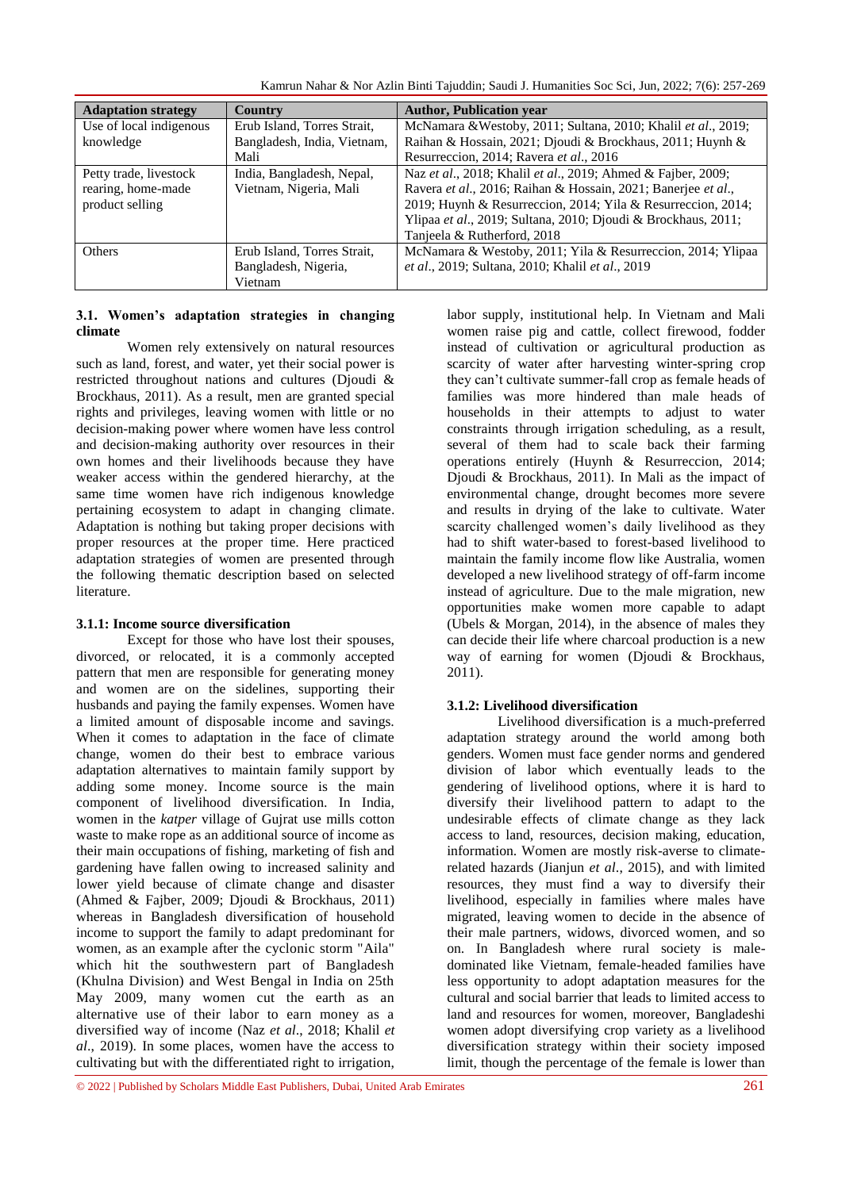| Adaptation strategy | Country | Author, Publication year |
|---|---|---|
| Use of local indigenous knowledge | Erub Island, Torres Strait, Bangladesh, India, Vietnam, Mali | McNamara &Westoby, 2011; Sultana, 2010; Khalil *et al*., 2019; Raihan & Hossain, 2021; Djoudi & Brockhaus, 2011; Huynh & Resurreccion, 2014; Ravera *et al*., 2016 |
| Petty trade, livestock rearing, home-made product selling | India, Bangladesh, Nepal, Vietnam, Nigeria, Mali | Naz *et al*., 2018; Khalil *et al*., 2019; Ahmed & Fajber, 2009; Ravera *et al*., 2016; Raihan & Hossain, 2021; Banerjee *et al*., 2019; Huynh & Resurreccion, 2014; Yila & Resurreccion, 2014; Ylipaa *et al*., 2019; Sultana, 2010; Djoudi & Brockhaus, 2011; Tanjeela & Rutherford, 2018 |
| Others | Erub Island, Torres Strait, Bangladesh, Nigeria, Vietnam | McNamara & Westoby, 2011; Yila & Resurreccion, 2014; Ylipaa *et al*., 2019; Sultana, 2010; Khalil *et al*., 2019 |

### 3.1. Women's adaptation strategies in changing climate

Women rely extensively on natural resources such as land, forest, and water, yet their social power is restricted throughout nations and cultures (Djoudi & Brockhaus, 2011). As a result, men are granted special rights and privileges, leaving women with little or no decision-making power where women have less control and decision-making authority over resources in their own homes and their livelihoods because they have weaker access within the gendered hierarchy, at the same time women have rich indigenous knowledge pertaining ecosystem to adapt in changing climate. Adaptation is nothing but taking proper decisions with proper resources at the proper time. Here practiced adaptation strategies of women are presented through the following thematic description based on selected literature.

#### 3.1.1: Income source diversification

Except for those who have lost their spouses, divorced, or relocated, it is a commonly accepted pattern that men are responsible for generating money and women are on the sidelines, supporting their husbands and paying the family expenses. Women have a limited amount of disposable income and savings. When it comes to adaptation in the face of climate change, women do their best to embrace various adaptation alternatives to maintain family support by adding some money. Income source is the main component of livelihood diversification. In India, women in the *katper* village of Gujrat use mills cotton waste to make rope as an additional source of income as their main occupations of fishing, marketing of fish and gardening have fallen owing to increased salinity and lower yield because of climate change and disaster (Ahmed & Fajber, 2009; Djoudi & Brockhaus, 2011) whereas in Bangladesh diversification of household income to support the family to adapt predominant for women, as an example after the cyclonic storm "Aila" which hit the southwestern part of Bangladesh (Khulna Division) and West Bengal in India on 25th May 2009, many women cut the earth as an alternative use of their labor to earn money as a diversified way of income (Naz *et al*., 2018; Khalil *et al*., 2019). In some places, women have the access to cultivating but with the differentiated right to irrigation, labor supply, institutional help. In Vietnam and Mali women raise pig and cattle, collect firewood, fodder instead of cultivation or agricultural production as scarcity of water after harvesting winter-spring crop they can't cultivate summer-fall crop as female heads of families was more hindered than male heads of households in their attempts to adjust to water constraints through irrigation scheduling, as a result, several of them had to scale back their farming operations entirely (Huynh & Resurreccion, 2014; Djoudi & Brockhaus, 2011). In Mali as the impact of environmental change, drought becomes more severe and results in drying of the lake to cultivate. Water scarcity challenged women's daily livelihood as they had to shift water-based to forest-based livelihood to maintain the family income flow like Australia, women developed a new livelihood strategy of off-farm income instead of agriculture. Due to the male migration, new opportunities make women more capable to adapt (Ubels & Morgan, 2014), in the absence of males they can decide their life where charcoal production is a new way of earning for women (Djoudi & Brockhaus, 2011).

#### 3.1.2: Livelihood diversification

Livelihood diversification is a much-preferred adaptation strategy around the world among both genders. Women must face gender norms and gendered division of labor which eventually leads to the gendering of livelihood options, where it is hard to diversify their livelihood pattern to adapt to the undesirable effects of climate change as they lack access to land, resources, decision making, education, information. Women are mostly risk-averse to climate-related hazards (Jianjun *et al*., 2015), and with limited resources, they must find a way to diversify their livelihood, especially in families where males have migrated, leaving women to decide in the absence of their male partners, widows, divorced women, and so on. In Bangladesh where rural society is male-dominated like Vietnam, female-headed families have less opportunity to adopt adaptation measures for the cultural and social barrier that leads to limited access to land and resources for women, moreover, Bangladeshi women adopt diversifying crop variety as a livelihood diversification strategy within their society imposed limit, though the percentage of the female is lower than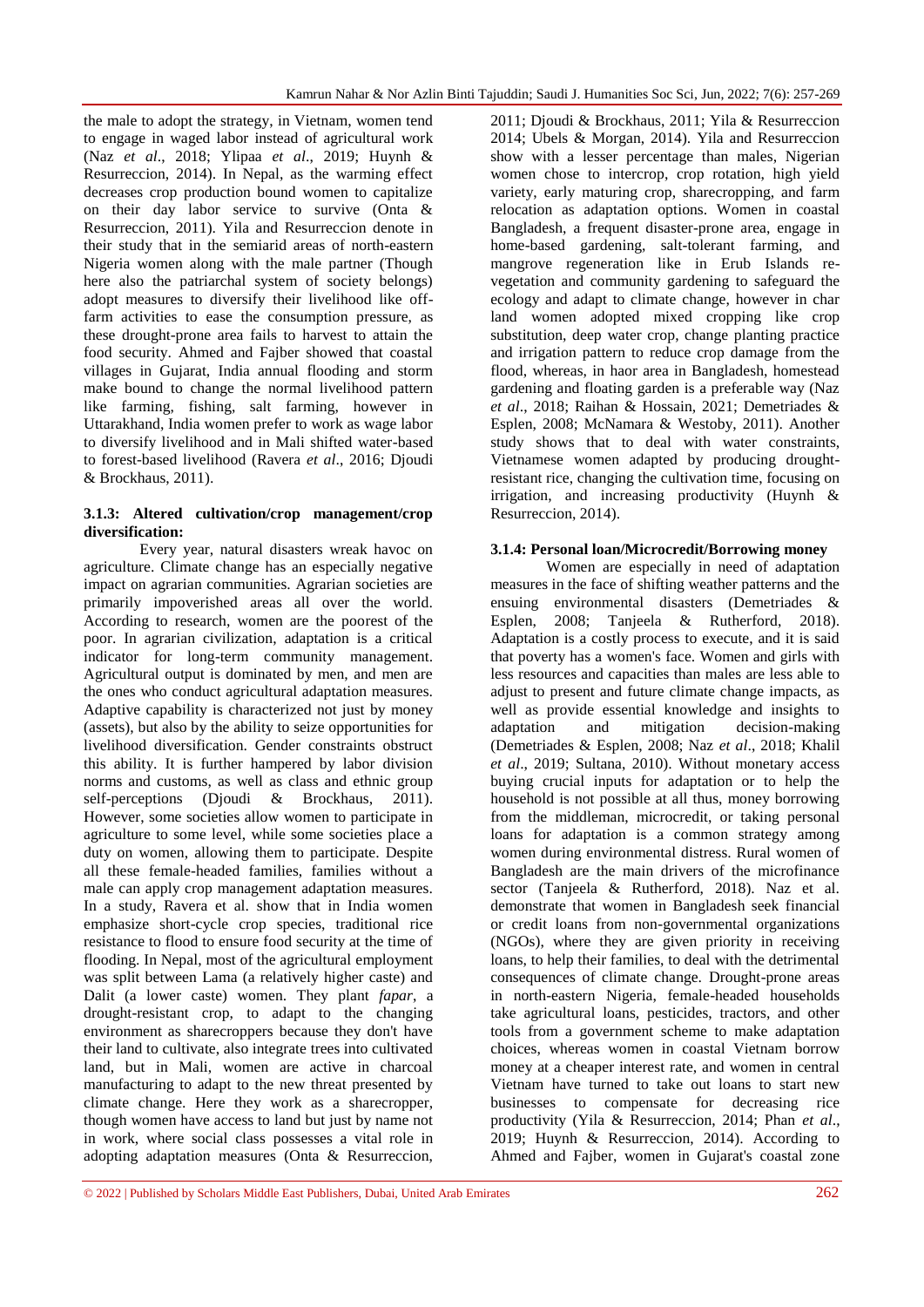the male to adopt the strategy, in Vietnam, women tend to engage in waged labor instead of agricultural work (Naz *et al*., 2018; Ylipaa *et al*., 2019; Huynh & Resurreccion, 2014). In Nepal, as the warming effect decreases crop production bound women to capitalize on their day labor service to survive (Onta & Resurreccion, 2011). Yila and Resurreccion denote in their study that in the semiarid areas of north-eastern Nigeria women along with the male partner (Though here also the patriarchal system of society belongs) adopt measures to diversify their livelihood like off-farm activities to ease the consumption pressure, as these drought-prone area fails to harvest to attain the food security. Ahmed and Fajber showed that coastal villages in Gujarat, India annual flooding and storm make bound to change the normal livelihood pattern like farming, fishing, salt farming, however in Uttarakhand, India women prefer to work as wage labor to diversify livelihood and in Mali shifted water-based to forest-based livelihood (Ravera *et al*., 2016; Djoudi & Brockhaus, 2011).

#### 3.1.3: Altered cultivation/crop management/crop diversification:

Every year, natural disasters wreak havoc on agriculture. Climate change has an especially negative impact on agrarian communities. Agrarian societies are primarily impoverished areas all over the world. According to research, women are the poorest of the poor. In agrarian civilization, adaptation is a critical indicator for long-term community management. Agricultural output is dominated by men, and men are the ones who conduct agricultural adaptation measures. Adaptive capability is characterized not just by money (assets), but also by the ability to seize opportunities for livelihood diversification. Gender constraints obstruct this ability. It is further hampered by labor division norms and customs, as well as class and ethnic group self-perceptions (Djoudi & Brockhaus, 2011). However, some societies allow women to participate in agriculture to some level, while some societies place a duty on women, allowing them to participate. Despite all these female-headed families, families without a male can apply crop management adaptation measures. In a study, Ravera et al. show that in India women emphasize short-cycle crop species, traditional rice resistance to flood to ensure food security at the time of flooding. In Nepal, most of the agricultural employment was split between Lama (a relatively higher caste) and Dalit (a lower caste) women. They plant *fapar*, a drought-resistant crop, to adapt to the changing environment as sharecroppers because they don't have their land to cultivate, also integrate trees into cultivated land, but in Mali, women are active in charcoal manufacturing to adapt to the new threat presented by climate change. Here they work as a sharecropper, though women have access to land but just by name not in work, where social class possesses a vital role in adopting adaptation measures (Onta & Resurreccion, 2011; Djoudi & Brockhaus, 2011; Yila & Resurreccion 2014; Ubels & Morgan, 2014). Yila and Resurreccion show with a lesser percentage than males, Nigerian women chose to intercrop, crop rotation, high yield variety, early maturing crop, sharecropping, and farm relocation as adaptation options. Women in coastal Bangladesh, a frequent disaster-prone area, engage in home-based gardening, salt-tolerant farming, and mangrove regeneration like in Erub Islands re-vegetation and community gardening to safeguard the ecology and adapt to climate change, however in char land women adopted mixed cropping like crop substitution, deep water crop, change planting practice and irrigation pattern to reduce crop damage from the flood, whereas, in haor area in Bangladesh, homestead gardening and floating garden is a preferable way (Naz *et al*., 2018; Raihan & Hossain, 2021; Demetriades & Esplen, 2008; McNamara & Westoby, 2011). Another study shows that to deal with water constraints, Vietnamese women adapted by producing drought-resistant rice, changing the cultivation time, focusing on irrigation, and increasing productivity (Huynh & Resurreccion, 2014).

#### 3.1.4: Personal loan/Microcredit/Borrowing money

Women are especially in need of adaptation measures in the face of shifting weather patterns and the ensuing environmental disasters (Demetriades & Esplen, 2008; Tanjeela & Rutherford, 2018). Adaptation is a costly process to execute, and it is said that poverty has a women's face. Women and girls with less resources and capacities than males are less able to adjust to present and future climate change impacts, as well as provide essential knowledge and insights to adaptation and mitigation decision-making (Demetriades & Esplen, 2008; Naz *et al*., 2018; Khalil *et al*., 2019; Sultana, 2010). Without monetary access buying crucial inputs for adaptation or to help the household is not possible at all thus, money borrowing from the middleman, microcredit, or taking personal loans for adaptation is a common strategy among women during environmental distress. Rural women of Bangladesh are the main drivers of the microfinance sector (Tanjeela & Rutherford, 2018). Naz et al. demonstrate that women in Bangladesh seek financial or credit loans from non-governmental organizations (NGOs), where they are given priority in receiving loans, to help their families, to deal with the detrimental consequences of climate change. Drought-prone areas in north-eastern Nigeria, female-headed households take agricultural loans, pesticides, tractors, and other tools from a government scheme to make adaptation choices, whereas women in coastal Vietnam borrow money at a cheaper interest rate, and women in central Vietnam have turned to take out loans to start new businesses to compensate for decreasing rice productivity (Yila & Resurreccion, 2014; Phan *et al*., 2019; Huynh & Resurreccion, 2014). According to Ahmed and Fajber, women in Gujarat's coastal zone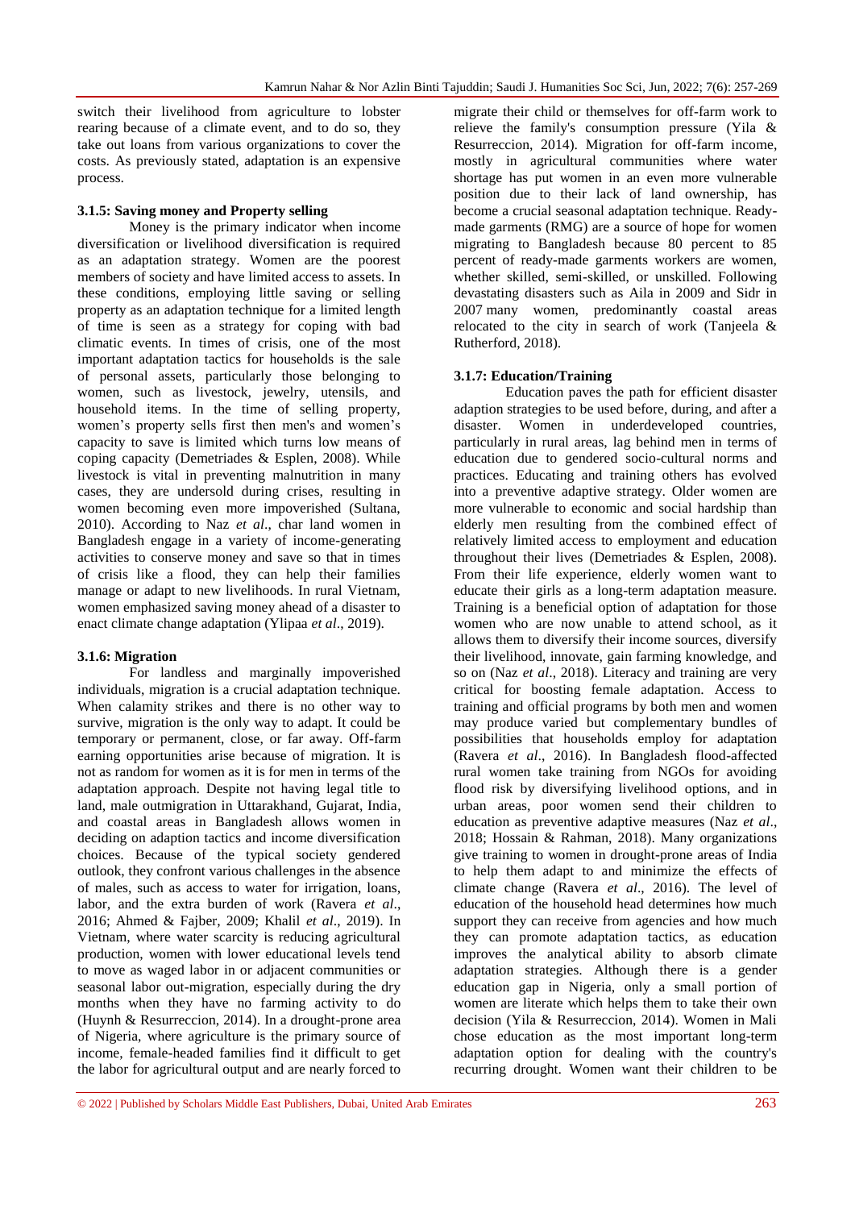switch their livelihood from agriculture to lobster rearing because of a climate event, and to do so, they take out loans from various organizations to cover the costs. As previously stated, adaptation is an expensive process.

### 3.1.5: Saving money and Property selling

Money is the primary indicator when income diversification or livelihood diversification is required as an adaptation strategy. Women are the poorest members of society and have limited access to assets. In these conditions, employing little saving or selling property as an adaptation technique for a limited length of time is seen as a strategy for coping with bad climatic events. In times of crisis, one of the most important adaptation tactics for households is the sale of personal assets, particularly those belonging to women, such as livestock, jewelry, utensils, and household items. In the time of selling property, women's property sells first then men's and women's capacity to save is limited which turns low means of coping capacity (Demetriades & Esplen, 2008). While livestock is vital in preventing malnutrition in many cases, they are undersold during crises, resulting in women becoming even more impoverished (Sultana, 2010). According to Naz *et al*., char land women in Bangladesh engage in a variety of income-generating activities to conserve money and save so that in times of crisis like a flood, they can help their families manage or adapt to new livelihoods. In rural Vietnam, women emphasized saving money ahead of a disaster to enact climate change adaptation (Ylipaa *et al*., 2019).

### 3.1.6: Migration

For landless and marginally impoverished individuals, migration is a crucial adaptation technique. When calamity strikes and there is no other way to survive, migration is the only way to adapt. It could be temporary or permanent, close, or far away. Off-farm earning opportunities arise because of migration. It is not as random for women as it is for men in terms of the adaptation approach. Despite not having legal title to land, male outmigration in Uttarakhand, Gujarat, India, and coastal areas in Bangladesh allows women in deciding on adaption tactics and income diversification choices. Because of the typical society gendered outlook, they confront various challenges in the absence of males, such as access to water for irrigation, loans, labor, and the extra burden of work (Ravera *et al*., 2016; Ahmed & Fajber, 2009; Khalil *et al*., 2019). In Vietnam, where water scarcity is reducing agricultural production, women with lower educational levels tend to move as waged labor in or adjacent communities or seasonal labor out-migration, especially during the dry months when they have no farming activity to do (Huynh & Resurreccion, 2014). In a drought-prone area of Nigeria, where agriculture is the primary source of income, female-headed families find it difficult to get the labor for agricultural output and are nearly forced to migrate their child or themselves for off-farm work to relieve the family's consumption pressure (Yila & Resurreccion, 2014). Migration for off-farm income, mostly in agricultural communities where water shortage has put women in an even more vulnerable position due to their lack of land ownership, has become a crucial seasonal adaptation technique. Ready-made garments (RMG) are a source of hope for women migrating to Bangladesh because 80 percent to 85 percent of ready-made garments workers are women, whether skilled, semi-skilled, or unskilled. Following devastating disasters such as Aila in 2009 and Sidr in 2007 many women, predominantly coastal areas relocated to the city in search of work (Tanjeela & Rutherford, 2018).

### 3.1.7: Education/Training

Education paves the path for efficient disaster adaption strategies to be used before, during, and after a disaster. Women in underdeveloped countries, particularly in rural areas, lag behind men in terms of education due to gendered socio-cultural norms and practices. Educating and training others has evolved into a preventive adaptive strategy. Older women are more vulnerable to economic and social hardship than elderly men resulting from the combined effect of relatively limited access to employment and education throughout their lives (Demetriades & Esplen, 2008). From their life experience, elderly women want to educate their girls as a long-term adaptation measure. Training is a beneficial option of adaptation for those women who are now unable to attend school, as it allows them to diversify their income sources, diversify their livelihood, innovate, gain farming knowledge, and so on (Naz *et al*., 2018). Literacy and training are very critical for boosting female adaptation. Access to training and official programs by both men and women may produce varied but complementary bundles of possibilities that households employ for adaptation (Ravera *et al*., 2016). In Bangladesh flood-affected rural women take training from NGOs for avoiding flood risk by diversifying livelihood options, and in urban areas, poor women send their children to education as preventive adaptive measures (Naz *et al*., 2018; Hossain & Rahman, 2018). Many organizations give training to women in drought-prone areas of India to help them adapt to and minimize the effects of climate change (Ravera *et al*., 2016). The level of education of the household head determines how much support they can receive from agencies and how much they can promote adaptation tactics, as education improves the analytical ability to absorb climate adaptation strategies. Although there is a gender education gap in Nigeria, only a small portion of women are literate which helps them to take their own decision (Yila & Resurreccion, 2014). Women in Mali chose education as the most important long-term adaptation option for dealing with the country's recurring drought. Women want their children to be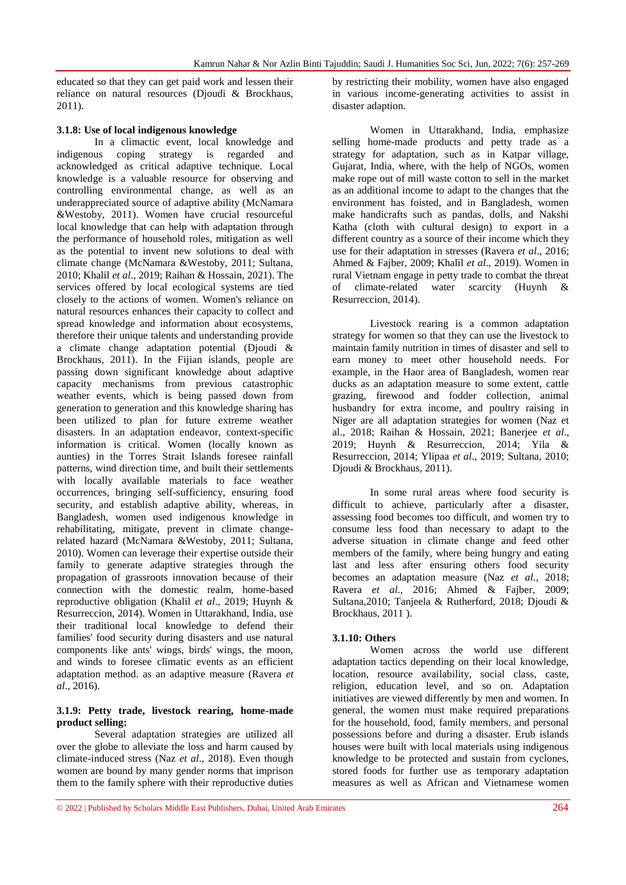educated so that they can get paid work and lessen their reliance on natural resources (Djoudi & Brockhaus, 2011).

**3.1.8: Use of local indigenous knowledge**

In a climactic event, local knowledge and indigenous coping strategy is regarded and acknowledged as critical adaptive technique. Local knowledge is a valuable resource for observing and controlling environmental change, as well as an underappreciated source of adaptive ability (McNamara &Westoby, 2011). Women have crucial resourceful local knowledge that can help with adaptation through the performance of household roles, mitigation as well as the potential to invent new solutions to deal with climate change (McNamara &Westoby, 2011; Sultana, 2010; Khalil *et al*., 2019; Raihan & Hossain, 2021). The services offered by local ecological systems are tied closely to the actions of women. Women's reliance on natural resources enhances their capacity to collect and spread knowledge and information about ecosystems, therefore their unique talents and understanding provide a climate change adaptation potential (Djoudi & Brockhaus, 2011). In the Fijian islands, people are passing down significant knowledge about adaptive capacity mechanisms from previous catastrophic weather events, which is being passed down from generation to generation and this knowledge sharing has been utilized to plan for future extreme weather disasters. In an adaptation endeavor, context-specific information is critical. Women (locally known as aunties) in the Torres Strait Islands foresee rainfall patterns, wind direction time, and built their settlements with locally available materials to face weather occurrences, bringing self-sufficiency, ensuring food security, and establish adaptive ability, whereas, in Bangladesh, women used indigenous knowledge in rehabilitating, mitigate, prevent in climate change-related hazard (McNamara &Westoby, 2011; Sultana, 2010). Women can leverage their expertise outside their family to generate adaptive strategies through the propagation of grassroots innovation because of their connection with the domestic realm, home-based reproductive obligation (Khalil *et al*., 2019; Huynh & Resurreccion, 2014). Women in Uttarakhand, India, use their traditional local knowledge to defend their families' food security during disasters and use natural components like ants' wings, birds' wings, the moon, and winds to foresee climatic events as an efficient adaptation method. as an adaptive measure (Ravera *et al*., 2016).

**3.1.9: Petty trade, livestock rearing, home-made product selling:**

Several adaptation strategies are utilized all over the globe to alleviate the loss and harm caused by climate-induced stress (Naz *et al*., 2018). Even though women are bound by many gender norms that imprison them to the family sphere with their reproductive duties by restricting their mobility, women have also engaged in various income-generating activities to assist in disaster adaption.

Women in Uttarakhand, India, emphasize selling home-made products and petty trade as a strategy for adaptation, such as in Katpar village, Gujarat, India, where, with the help of NGOs, women make rope out of mill waste cotton to sell in the market as an additional income to adapt to the changes that the environment has foisted, and in Bangladesh, women make handicrafts such as pandas, dolls, and Nakshi Katha (cloth with cultural design) to export in a different country as a source of their income which they use for their adaptation in stresses (Ravera *et al*., 2016; Ahmed & Fajber, 2009; Khalil *et al*., 2019). Women in rural Vietnam engage in petty trade to combat the threat of climate-related water scarcity (Huynh & Resurreccion, 2014).

Livestock rearing is a common adaptation strategy for women so that they can use the livestock to maintain family nutrition in times of disaster and sell to earn money to meet other household needs. For example, in the Haor area of Bangladesh, women rear ducks as an adaptation measure to some extent, cattle grazing, firewood and fodder collection, animal husbandry for extra income, and poultry raising in Niger are all adaptation strategies for women (Naz et al., 2018; Raihan & Hossain, 2021; Banerjee *et al*., 2019; Huynh & Resurreccion, 2014; Yila & Resurreccion, 2014; Ylipaa *et al*., 2019; Sultana, 2010; Djoudi & Brockhaus, 2011).

In some rural areas where food security is difficult to achieve, particularly after a disaster, assessing food becomes too difficult, and women try to consume less food than necessary to adapt to the adverse situation in climate change and feed other members of the family, where being hungry and eating last and less after ensuring others food security becomes an adaptation measure (Naz *et al*., 2018; Ravera *et al*., 2016; Ahmed & Fajber, 2009; Sultana,2010; Tanjeela & Rutherford, 2018; Djoudi & Brockhaus, 2011 ).

**3.1.10: Others**

Women across the world use different adaptation tactics depending on their local knowledge, location, resource availability, social class, caste, religion, education level, and so on. Adaptation initiatives are viewed differently by men and women. In general, the women must make required preparations for the household, food, family members, and personal possessions before and during a disaster. Erub islands houses were built with local materials using indigenous knowledge to be protected and sustain from cyclones, stored foods for further use as temporary adaptation measures as well as African and Vietnamese women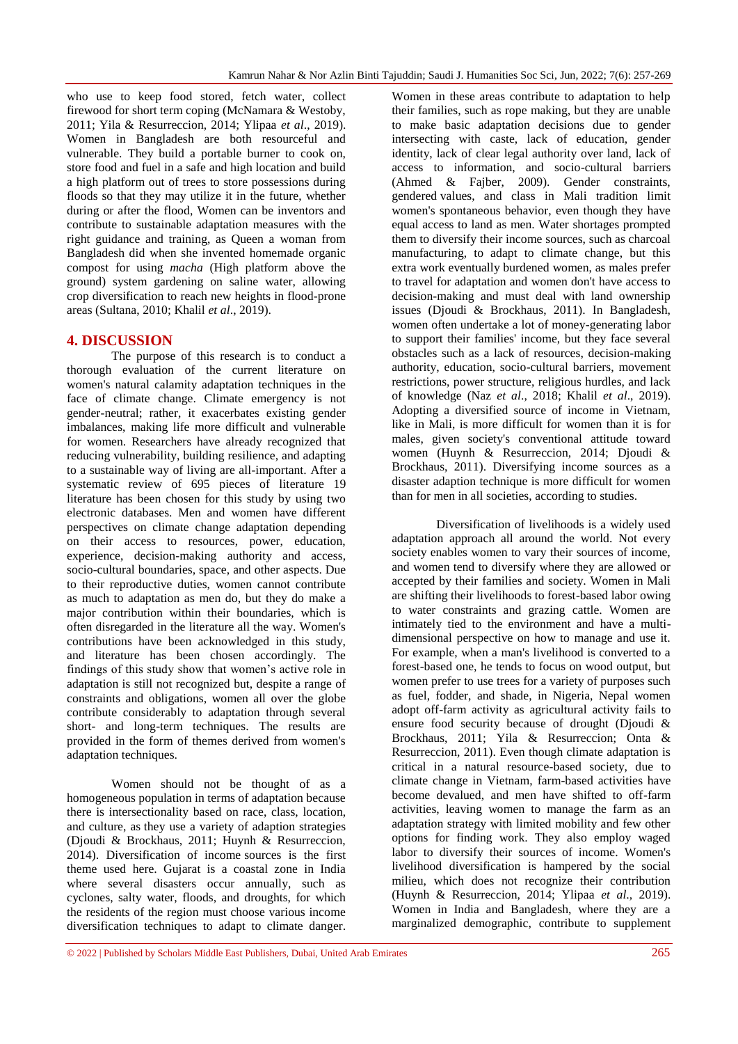who use to keep food stored, fetch water, collect firewood for short term coping (McNamara & Westoby, 2011; Yila & Resurreccion, 2014; Ylipaa *et al*., 2019). Women in Bangladesh are both resourceful and vulnerable. They build a portable burner to cook on, store food and fuel in a safe and high location and build a high platform out of trees to store possessions during floods so that they may utilize it in the future, whether during or after the flood, Women can be inventors and contribute to sustainable adaptation measures with the right guidance and training, as Queen a woman from Bangladesh did when she invented homemade organic compost for using *macha* (High platform above the ground) system gardening on saline water, allowing crop diversification to reach new heights in flood-prone areas (Sultana, 2010; Khalil *et al*., 2019).

## 4. DISCUSSION

The purpose of this research is to conduct a thorough evaluation of the current literature on women's natural calamity adaptation techniques in the face of climate change. Climate emergency is not gender-neutral; rather, it exacerbates existing gender imbalances, making life more difficult and vulnerable for women. Researchers have already recognized that reducing vulnerability, building resilience, and adapting to a sustainable way of living are all-important. After a systematic review of 695 pieces of literature 19 literature has been chosen for this study by using two electronic databases. Men and women have different perspectives on climate change adaptation depending on their access to resources, power, education, experience, decision-making authority and access, socio-cultural boundaries, space, and other aspects. Due to their reproductive duties, women cannot contribute as much to adaptation as men do, but they do make a major contribution within their boundaries, which is often disregarded in the literature all the way. Women's contributions have been acknowledged in this study, and literature has been chosen accordingly. The findings of this study show that women's active role in adaptation is still not recognized but, despite a range of constraints and obligations, women all over the globe contribute considerably to adaptation through several short- and long-term techniques. The results are provided in the form of themes derived from women's adaptation techniques.

Women should not be thought of as a homogeneous population in terms of adaptation because there is intersectionality based on race, class, location, and culture, as they use a variety of adaption strategies (Djoudi & Brockhaus, 2011; Huynh & Resurreccion, 2014). Diversification of income sources is the first theme used here. Gujarat is a coastal zone in India where several disasters occur annually, such as cyclones, salty water, floods, and droughts, for which the residents of the region must choose various income diversification techniques to adapt to climate danger. Women in these areas contribute to adaptation to help their families, such as rope making, but they are unable to make basic adaptation decisions due to gender intersecting with caste, lack of education, gender identity, lack of clear legal authority over land, lack of access to information, and socio-cultural barriers (Ahmed & Fajber, 2009). Gender constraints, gendered values, and class in Mali tradition limit women's spontaneous behavior, even though they have equal access to land as men. Water shortages prompted them to diversify their income sources, such as charcoal manufacturing, to adapt to climate change, but this extra work eventually burdened women, as males prefer to travel for adaptation and women don't have access to decision-making and must deal with land ownership issues (Djoudi & Brockhaus, 2011). In Bangladesh, women often undertake a lot of money-generating labor to support their families' income, but they face several obstacles such as a lack of resources, decision-making authority, education, socio-cultural barriers, movement restrictions, power structure, religious hurdles, and lack of knowledge (Naz *et al*., 2018; Khalil *et al*., 2019). Adopting a diversified source of income in Vietnam, like in Mali, is more difficult for women than it is for males, given society's conventional attitude toward women (Huynh & Resurreccion, 2014; Djoudi & Brockhaus, 2011). Diversifying income sources as a disaster adaption technique is more difficult for women than for men in all societies, according to studies.

Diversification of livelihoods is a widely used adaptation approach all around the world. Not every society enables women to vary their sources of income, and women tend to diversify where they are allowed or accepted by their families and society. Women in Mali are shifting their livelihoods to forest-based labor owing to water constraints and grazing cattle. Women are intimately tied to the environment and have a multi-dimensional perspective on how to manage and use it. For example, when a man's livelihood is converted to a forest-based one, he tends to focus on wood output, but women prefer to use trees for a variety of purposes such as fuel, fodder, and shade, in Nigeria, Nepal women adopt off-farm activity as agricultural activity fails to ensure food security because of drought (Djoudi & Brockhaus, 2011; Yila & Resurreccion; Onta & Resurreccion, 2011). Even though climate adaptation is critical in a natural resource-based society, due to climate change in Vietnam, farm-based activities have become devalued, and men have shifted to off-farm activities, leaving women to manage the farm as an adaptation strategy with limited mobility and few other options for finding work. They also employ waged labor to diversify their sources of income. Women's livelihood diversification is hampered by the social milieu, which does not recognize their contribution (Huynh & Resurreccion, 2014; Ylipaa *et al*., 2019). Women in India and Bangladesh, where they are a marginalized demographic, contribute to supplement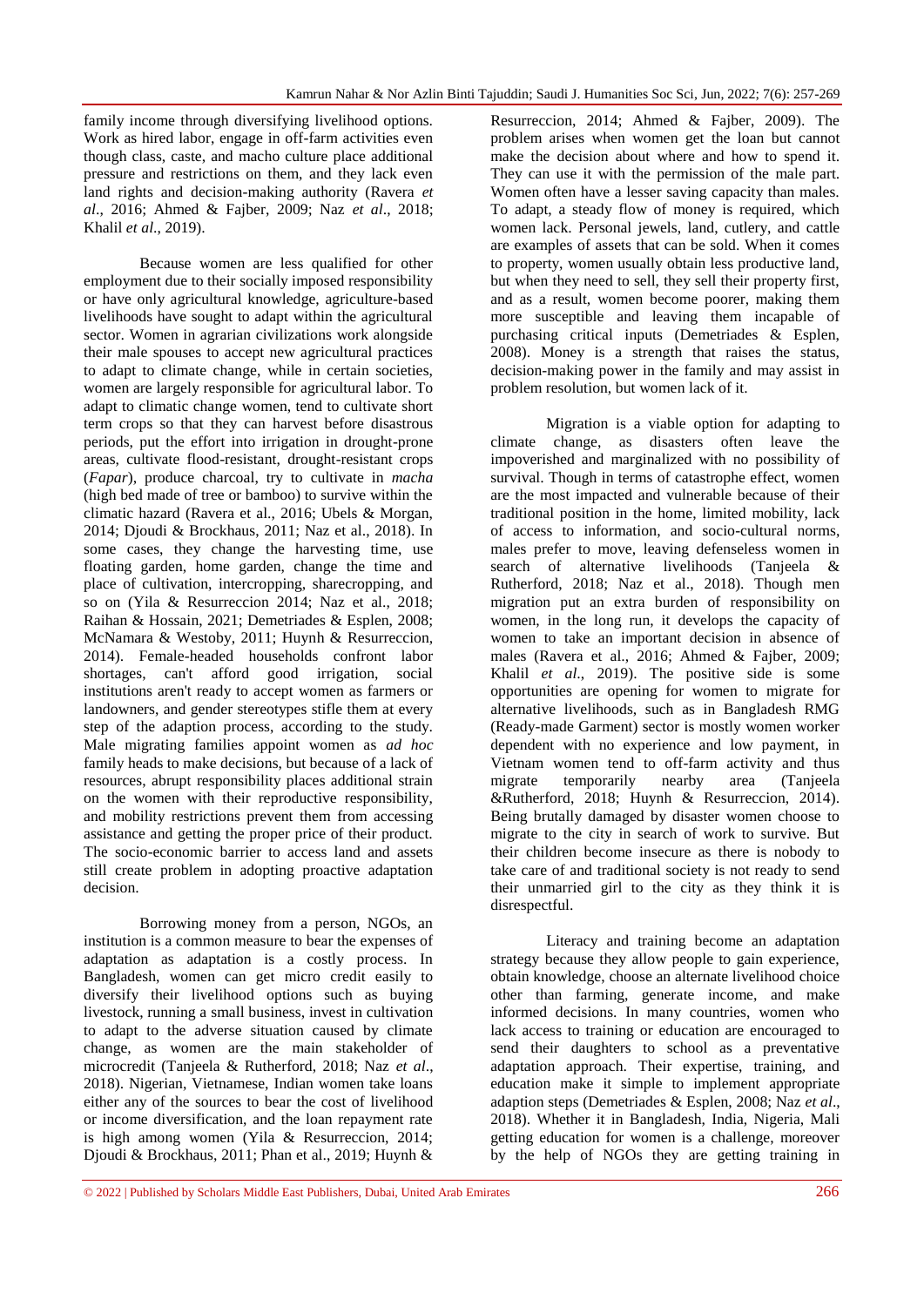family income through diversifying livelihood options. Work as hired labor, engage in off-farm activities even though class, caste, and macho culture place additional pressure and restrictions on them, and they lack even land rights and decision-making authority (Ravera *et al*., 2016; Ahmed & Fajber, 2009; Naz *et al*., 2018; Khalil *et al*., 2019).

Because women are less qualified for other employment due to their socially imposed responsibility or have only agricultural knowledge, agriculture-based livelihoods have sought to adapt within the agricultural sector. Women in agrarian civilizations work alongside their male spouses to accept new agricultural practices to adapt to climate change, while in certain societies, women are largely responsible for agricultural labor. To adapt to climatic change women, tend to cultivate short term crops so that they can harvest before disastrous periods, put the effort into irrigation in drought-prone areas, cultivate flood-resistant, drought-resistant crops (*Fapar*), produce charcoal, try to cultivate in *macha* (high bed made of tree or bamboo) to survive within the climatic hazard (Ravera et al., 2016; Ubels & Morgan, 2014; Djoudi & Brockhaus, 2011; Naz et al., 2018). In some cases, they change the harvesting time, use floating garden, home garden, change the time and place of cultivation, intercropping, sharecropping, and so on (Yila & Resurreccion 2014; Naz et al., 2018; Raihan & Hossain, 2021; Demetriades & Esplen, 2008; McNamara & Westoby, 2011; Huynh & Resurreccion, 2014). Female-headed households confront labor shortages, can't afford good irrigation, social institutions aren't ready to accept women as farmers or landowners, and gender stereotypes stifle them at every step of the adaption process, according to the study. Male migrating families appoint women as *ad hoc* family heads to make decisions, but because of a lack of resources, abrupt responsibility places additional strain on the women with their reproductive responsibility, and mobility restrictions prevent them from accessing assistance and getting the proper price of their product. The socio-economic barrier to access land and assets still create problem in adopting proactive adaptation decision.

Borrowing money from a person, NGOs, an institution is a common measure to bear the expenses of adaptation as adaptation is a costly process. In Bangladesh, women can get micro credit easily to diversify their livelihood options such as buying livestock, running a small business, invest in cultivation to adapt to the adverse situation caused by climate change, as women are the main stakeholder of microcredit (Tanjeela & Rutherford, 2018; Naz *et al*., 2018). Nigerian, Vietnamese, Indian women take loans either any of the sources to bear the cost of livelihood or income diversification, and the loan repayment rate is high among women (Yila & Resurreccion, 2014; Djoudi & Brockhaus, 2011; Phan et al., 2019; Huynh & Resurreccion, 2014; Ahmed & Fajber, 2009). The problem arises when women get the loan but cannot make the decision about where and how to spend it. They can use it with the permission of the male part. Women often have a lesser saving capacity than males. To adapt, a steady flow of money is required, which women lack. Personal jewels, land, cutlery, and cattle are examples of assets that can be sold. When it comes to property, women usually obtain less productive land, but when they need to sell, they sell their property first, and as a result, women become poorer, making them more susceptible and leaving them incapable of purchasing critical inputs (Demetriades & Esplen, 2008). Money is a strength that raises the status, decision-making power in the family and may assist in problem resolution, but women lack of it.

Migration is a viable option for adapting to climate change, as disasters often leave the impoverished and marginalized with no possibility of survival. Though in terms of catastrophe effect, women are the most impacted and vulnerable because of their traditional position in the home, limited mobility, lack of access to information, and socio-cultural norms, males prefer to move, leaving defenseless women in search of alternative livelihoods (Tanjeela & Rutherford, 2018; Naz et al., 2018). Though men migration put an extra burden of responsibility on women, in the long run, it develops the capacity of women to take an important decision in absence of males (Ravera et al., 2016; Ahmed & Fajber, 2009; Khalil *et al*., 2019). The positive side is some opportunities are opening for women to migrate for alternative livelihoods, such as in Bangladesh RMG (Ready-made Garment) sector is mostly women worker dependent with no experience and low payment, in Vietnam women tend to off-farm activity and thus migrate temporarily nearby area (Tanjeela &Rutherford, 2018; Huynh & Resurreccion, 2014). Being brutally damaged by disaster women choose to migrate to the city in search of work to survive. But their children become insecure as there is nobody to take care of and traditional society is not ready to send their unmarried girl to the city as they think it is disrespectful.

Literacy and training become an adaptation strategy because they allow people to gain experience, obtain knowledge, choose an alternate livelihood choice other than farming, generate income, and make informed decisions. In many countries, women who lack access to training or education are encouraged to send their daughters to school as a preventative adaptation approach. Their expertise, training, and education make it simple to implement appropriate adaption steps (Demetriades & Esplen, 2008; Naz *et al*., 2018). Whether it in Bangladesh, India, Nigeria, Mali getting education for women is a challenge, moreover by the help of NGOs they are getting training in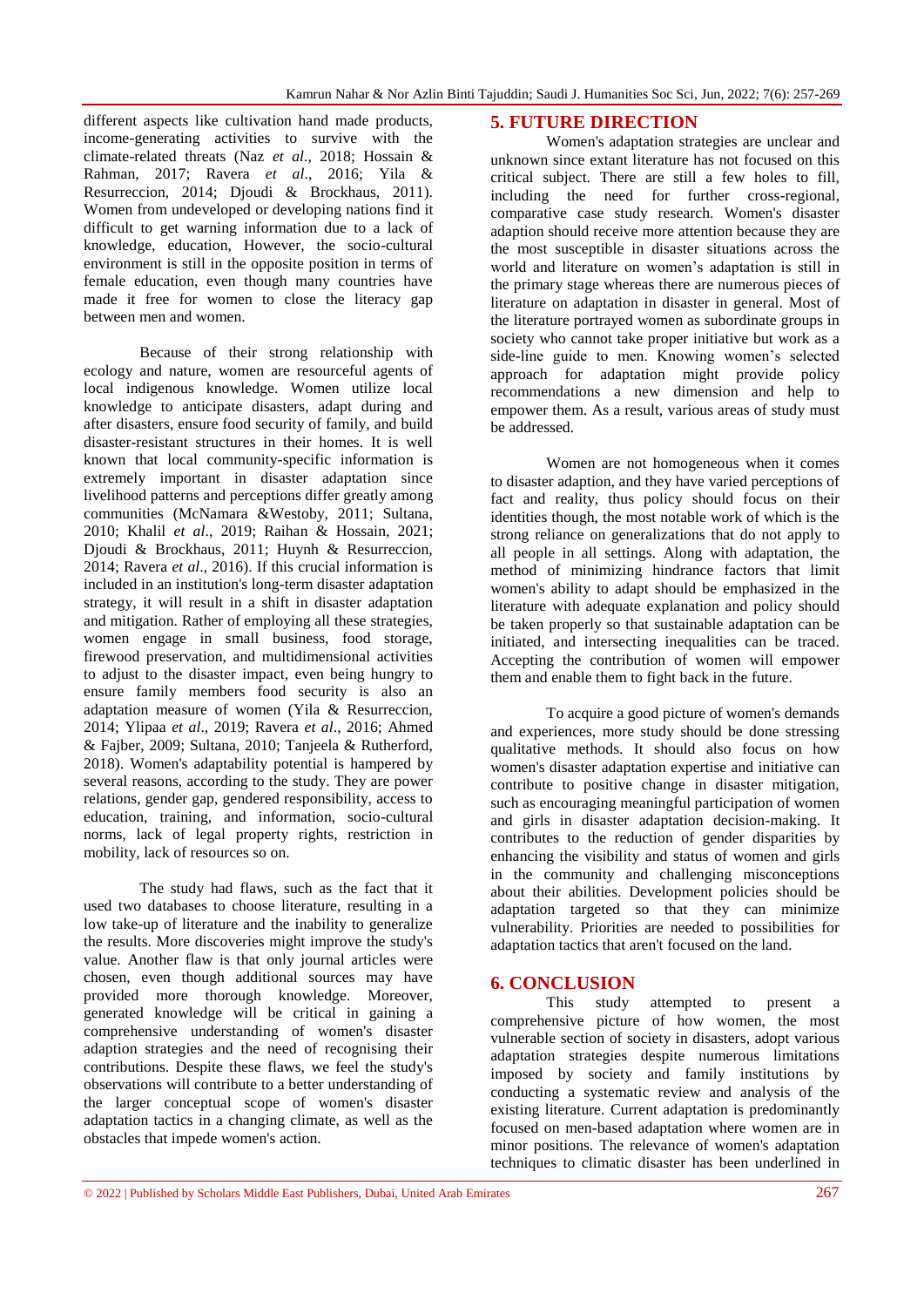different aspects like cultivation hand made products, income-generating activities to survive with the climate-related threats (Naz *et al*., 2018; Hossain & Rahman, 2017; Ravera *et al*., 2016; Yila & Resurreccion, 2014; Djoudi & Brockhaus, 2011). Women from undeveloped or developing nations find it difficult to get warning information due to a lack of knowledge, education, However, the socio-cultural environment is still in the opposite position in terms of female education, even though many countries have made it free for women to close the literacy gap between men and women.

Because of their strong relationship with ecology and nature, women are resourceful agents of local indigenous knowledge. Women utilize local knowledge to anticipate disasters, adapt during and after disasters, ensure food security of family, and build disaster-resistant structures in their homes. It is well known that local community-specific information is extremely important in disaster adaptation since livelihood patterns and perceptions differ greatly among communities (McNamara &Westoby, 2011; Sultana, 2010; Khalil *et al*., 2019; Raihan & Hossain, 2021; Djoudi & Brockhaus, 2011; Huynh & Resurreccion, 2014; Ravera *et al*., 2016). If this crucial information is included in an institution's long-term disaster adaptation strategy, it will result in a shift in disaster adaptation and mitigation. Rather of employing all these strategies, women engage in small business, food storage, firewood preservation, and multidimensional activities to adjust to the disaster impact, even being hungry to ensure family members food security is also an adaptation measure of women (Yila & Resurreccion, 2014; Ylipaa *et al*., 2019; Ravera *et al*., 2016; Ahmed & Fajber, 2009; Sultana, 2010; Tanjeela & Rutherford, 2018). Women's adaptability potential is hampered by several reasons, according to the study. They are power relations, gender gap, gendered responsibility, access to education, training, and information, socio-cultural norms, lack of legal property rights, restriction in mobility, lack of resources so on.

The study had flaws, such as the fact that it used two databases to choose literature, resulting in a low take-up of literature and the inability to generalize the results. More discoveries might improve the study's value. Another flaw is that only journal articles were chosen, even though additional sources may have provided more thorough knowledge. Moreover, generated knowledge will be critical in gaining a comprehensive understanding of women's disaster adaption strategies and the need of recognising their contributions. Despite these flaws, we feel the study's observations will contribute to a better understanding of the larger conceptual scope of women's disaster adaptation tactics in a changing climate, as well as the obstacles that impede women's action.

## 5. FUTURE DIRECTION

Women's adaptation strategies are unclear and unknown since extant literature has not focused on this critical subject. There are still a few holes to fill, including the need for further cross-regional, comparative case study research. Women's disaster adaption should receive more attention because they are the most susceptible in disaster situations across the world and literature on women's adaptation is still in the primary stage whereas there are numerous pieces of literature on adaptation in disaster in general. Most of the literature portrayed women as subordinate groups in society who cannot take proper initiative but work as a side-line guide to men. Knowing women's selected approach for adaptation might provide policy recommendations a new dimension and help to empower them. As a result, various areas of study must be addressed.

Women are not homogeneous when it comes to disaster adaption, and they have varied perceptions of fact and reality, thus policy should focus on their identities though, the most notable work of which is the strong reliance on generalizations that do not apply to all people in all settings. Along with adaptation, the method of minimizing hindrance factors that limit women's ability to adapt should be emphasized in the literature with adequate explanation and policy should be taken properly so that sustainable adaptation can be initiated, and intersecting inequalities can be traced. Accepting the contribution of women will empower them and enable them to fight back in the future.

To acquire a good picture of women's demands and experiences, more study should be done stressing qualitative methods. It should also focus on how women's disaster adaptation expertise and initiative can contribute to positive change in disaster mitigation, such as encouraging meaningful participation of women and girls in disaster adaptation decision-making. It contributes to the reduction of gender disparities by enhancing the visibility and status of women and girls in the community and challenging misconceptions about their abilities. Development policies should be adaptation targeted so that they can minimize vulnerability. Priorities are needed to possibilities for adaptation tactics that aren't focused on the land.

## 6. CONCLUSION

This study attempted to present a comprehensive picture of how women, the most vulnerable section of society in disasters, adopt various adaptation strategies despite numerous limitations imposed by society and family institutions by conducting a systematic review and analysis of the existing literature. Current adaptation is predominantly focused on men-based adaptation where women are in minor positions. The relevance of women's adaptation techniques to climatic disaster has been underlined in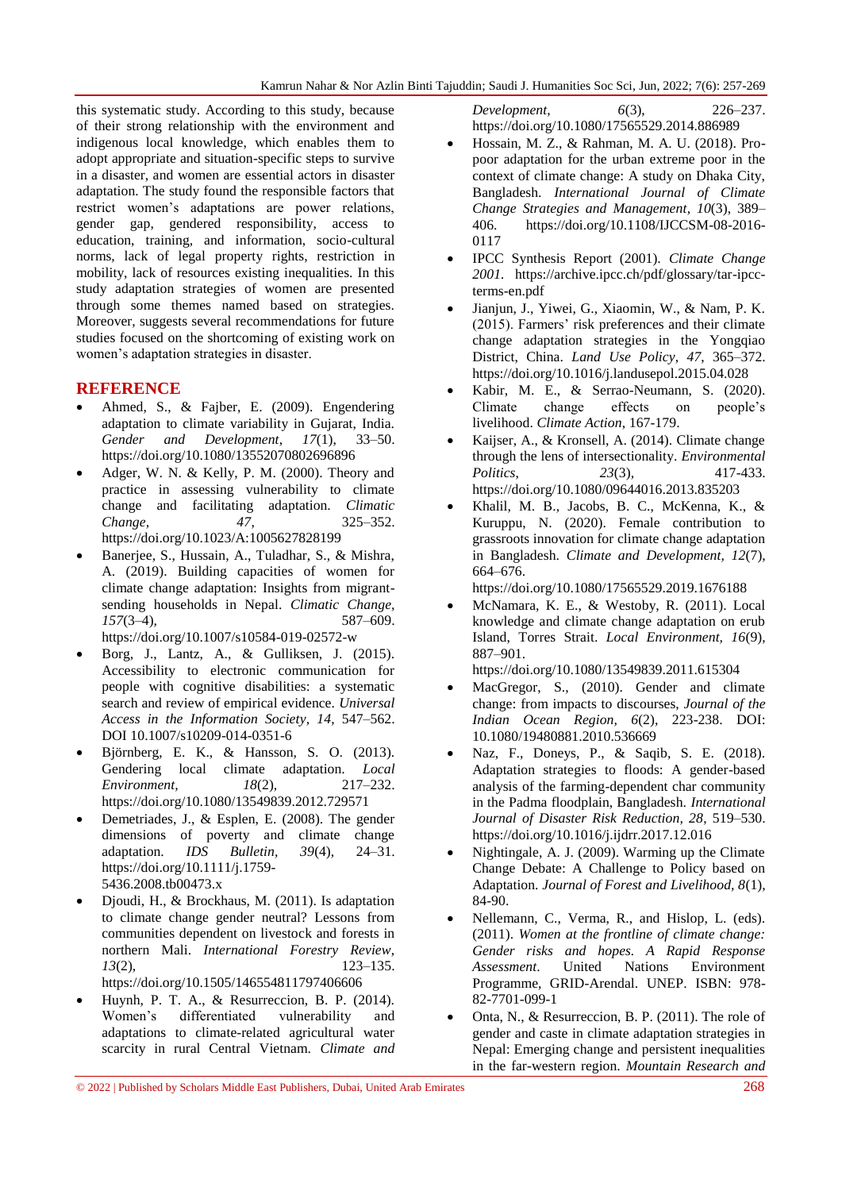this systematic study. According to this study, because of their strong relationship with the environment and indigenous local knowledge, which enables them to adopt appropriate and situation-specific steps to survive in a disaster, and women are essential actors in disaster adaptation. The study found the responsible factors that restrict women's adaptations are power relations, gender gap, gendered responsibility, access to education, training, and information, socio-cultural norms, lack of legal property rights, restriction in mobility, lack of resources existing inequalities. In this study adaptation strategies of women are presented through some themes named based on strategies. Moreover, suggests several recommendations for future studies focused on the shortcoming of existing work on women's adaptation strategies in disaster.

## REFERENCE

- Ahmed, S., & Fajber, E. (2009). Engendering adaptation to climate variability in Gujarat, India. *Gender and Development, 17*(1), 33–50. https://doi.org/10.1080/13552070802696896
- Adger, W. N. & Kelly, P. M. (2000). Theory and practice in assessing vulnerability to climate change and facilitating adaptation. *Climatic Change, 47*, 325–352. https://doi.org/10.1023/A:1005627828199
- Banerjee, S., Hussain, A., Tuladhar, S., & Mishra, A. (2019). Building capacities of women for climate change adaptation: Insights from migrant-sending households in Nepal. *Climatic Change, 157*(3–4), 587–609. https://doi.org/10.1007/s10584-019-02572-w
- Borg, J., Lantz, A., & Gulliksen, J. (2015). Accessibility to electronic communication for people with cognitive disabilities: a systematic search and review of empirical evidence. *Universal Access in the Information Society, 14*, 547–562. DOI 10.1007/s10209-014-0351-6
- Björnberg, E. K., & Hansson, S. O. (2013). Gendering local climate adaptation. *Local Environment, 18*(2), 217–232. https://doi.org/10.1080/13549839.2012.729571
- Demetriades, J., & Esplen, E. (2008). The gender dimensions of poverty and climate change adaptation. *IDS Bulletin, 39*(4), 24–31. https://doi.org/10.1111/j.1759-5436.2008.tb00473.x
- Djoudi, H., & Brockhaus, M. (2011). Is adaptation to climate change gender neutral? Lessons from communities dependent on livestock and forests in northern Mali. *International Forestry Review, 13*(2), 123–135. https://doi.org/10.1505/146554811797406606
- Huynh, P. T. A., & Resurreccion, B. P. (2014). Women's differentiated vulnerability and adaptations to climate-related agricultural water scarcity in rural Central Vietnam. *Climate and Development, 6*(3), 226–237. https://doi.org/10.1080/17565529.2014.886989
- Hossain, M. Z., & Rahman, M. A. U. (2018). Pro-poor adaptation for the urban extreme poor in the context of climate change: A study on Dhaka City, Bangladesh. *International Journal of Climate Change Strategies and Management, 10*(3), 389–406. https://doi.org/10.1108/IJCCSM-08-2016-0117
- IPCC Synthesis Report (2001). *Climate Change 2001.* https://archive.ipcc.ch/pdf/glossary/tar-ipcc-terms-en.pdf
- Jianjun, J., Yiwei, G., Xiaomin, W., & Nam, P. K. (2015). Farmers' risk preferences and their climate change adaptation strategies in the Yongqiao District, China. *Land Use Policy, 47*, 365–372. https://doi.org/10.1016/j.landusepol.2015.04.028
- Kabir, M. E., & Serrao-Neumann, S. (2020). Climate change effects on people's livelihood. *Climate Action*, 167-179.
- Kaijser, A., & Kronsell, A. (2014). Climate change through the lens of intersectionality. *Environmental Politics, 23*(3), 417-433. https://doi.org/10.1080/09644016.2013.835203
- Khalil, M. B., Jacobs, B. C., McKenna, K., & Kuruppu, N. (2020). Female contribution to grassroots innovation for climate change adaptation in Bangladesh. *Climate and Development, 12*(7), 664–676. https://doi.org/10.1080/17565529.2019.1676188
- McNamara, K. E., & Westoby, R. (2011). Local knowledge and climate change adaptation on erub Island, Torres Strait. *Local Environment, 16*(9), 887–901. https://doi.org/10.1080/13549839.2011.615304
- MacGregor, S., (2010). Gender and climate change: from impacts to discourses, *Journal of the Indian Ocean Region, 6*(2), 223-238. DOI: 10.1080/19480881.2010.536669
- Naz, F., Doneys, P., & Saqib, S. E. (2018). Adaptation strategies to floods: A gender-based analysis of the farming-dependent char community in the Padma floodplain, Bangladesh. *International Journal of Disaster Risk Reduction, 28*, 519–530. https://doi.org/10.1016/j.ijdrr.2017.12.016
- Nightingale, A. J. (2009). Warming up the Climate Change Debate: A Challenge to Policy based on Adaptation. *Journal of Forest and Livelihood, 8*(1), 84-90.
- Nellemann, C., Verma, R., and Hislop, L. (eds). (2011). *Women at the frontline of climate change: Gender risks and hopes. A Rapid Response Assessment*. United Nations Environment Programme, GRID-Arendal. UNEP. ISBN: 978-82-7701-099-1
- Onta, N., & Resurreccion, B. P. (2011). The role of gender and caste in climate adaptation strategies in Nepal: Emerging change and persistent inequalities in the far-western region. *Mountain Research and*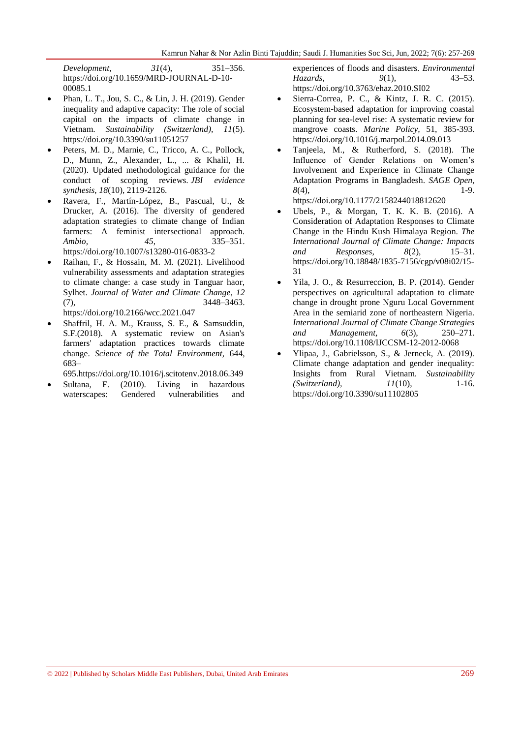*Development*, *31*(4), 351–356. https://doi.org/10.1659/MRD-JOURNAL-D-10-00085.1

- Phan, L. T., Jou, S. C., & Lin, J. H. (2019). Gender inequality and adaptive capacity: The role of social capital on the impacts of climate change in Vietnam. *Sustainability (Switzerland)*, *11*(5). https://doi.org/10.3390/su11051257
- Peters, M. D., Marnie, C., Tricco, A. C., Pollock, D., Munn, Z., Alexander, L., ... & Khalil, H. (2020). Updated methodological guidance for the conduct of scoping reviews. *JBI evidence synthesis*, *18*(10), 2119-2126.
- Ravera, F., Martín-López, B., Pascual, U., & Drucker, A. (2016). The diversity of gendered adaptation strategies to climate change of Indian farmers: A feminist intersectional approach. *Ambio*, *45*, 335–351. https://doi.org/10.1007/s13280-016-0833-2
- Raihan, F., & Hossain, M. M. (2021). Livelihood vulnerability assessments and adaptation strategies to climate change: a case study in Tanguar haor, Sylhet. *Journal of Water and Climate Change*, *12* (7), 3448–3463. https://doi.org/10.2166/wcc.2021.047
- Shaffril, H. A. M., Krauss, S. E., & Samsuddin, S.F.(2018). A systematic review on Asian's farmers' adaptation practices towards climate change. *Science of the Total Environment*, 644, 683–695.https://doi.org/10.1016/j.scitotenv.2018.06.349
- Sultana, F. (2010). Living in hazardous waterscapes: Gendered vulnerabilities and experiences of floods and disasters. *Environmental Hazards*, *9*(1), 43–53. https://doi.org/10.3763/ehaz.2010.SI02
- Sierra-Correa, P. C., & Kintz, J. R. C. (2015). Ecosystem-based adaptation for improving coastal planning for sea-level rise: A systematic review for mangrove coasts. *Marine Policy*, 51, 385-393. https://doi.org/10.1016/j.marpol.2014.09.013
- Tanjeela, M., & Rutherford, S. (2018). The Influence of Gender Relations on Women's Involvement and Experience in Climate Change Adaptation Programs in Bangladesh. *SAGE Open*, *8*(4), 1-9. https://doi.org/10.1177/2158244018812620
- Ubels, P., & Morgan, T. K. K. B. (2016). A Consideration of Adaptation Responses to Climate Change in the Hindu Kush Himalaya Region. *The International Journal of Climate Change: Impacts and Responses*, *8*(2), 15–31. https://doi.org/10.18848/1835-7156/cgp/v08i02/15-31
- Yila, J. O., & Resurreccion, B. P. (2014). Gender perspectives on agricultural adaptation to climate change in drought prone Nguru Local Government Area in the semiarid zone of northeastern Nigeria. *International Journal of Climate Change Strategies and Management*, *6*(3), 250–271. https://doi.org/10.1108/IJCCSM-12-2012-0068
- Ylipaa, J., Gabrielsson, S., & Jerneck, A. (2019). Climate change adaptation and gender inequality: Insights from Rural Vietnam. *Sustainability (Switzerland)*, *11*(10), 1-16. https://doi.org/10.3390/su11102805